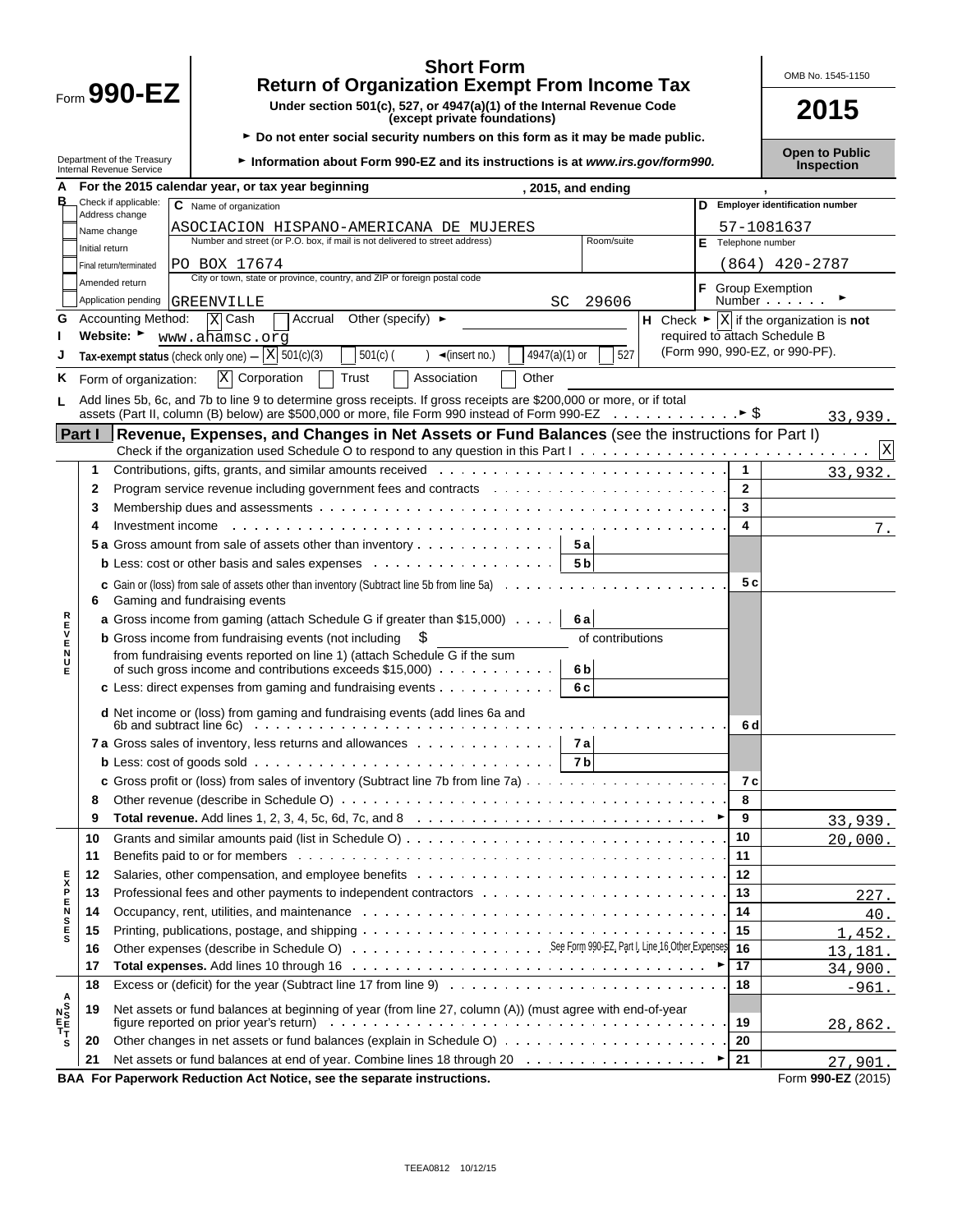# Form 990-EZ

**Short Form**
**Return of Organization Exempt From Income Tax**

**Under section 501(c), 527, or 4947(a)(1) of the Internal Revenue Code (except private foundations)**

► Do not enter social security numbers on this form as it may be made public.

► Information about Form 990-EZ and its instructions is at *www.irs.gov/form990.*

Department of the Treasury
Internal Revenue Service

OMB No. 1545-1150

**2015**

**Open to Public Inspection**

**A** For the 2015 calendar year, or tax year beginning , 2015, and ending ,

**B** Check if applicable:
- Address change
- Name change
- Initial return
- Final return/terminated
- Amended return
- Application pending

**C** Name of organization: ASOCIACION HISPANO-AMERICANA DE MUJERES

Number and street (or P.O. box, if mail is not delivered to street address): PO BOX 17674 | Room/suite:

City or town, state or province, country, and ZIP or foreign postal code: GREENVILLE SC 29606

**D** Employer identification number: 57-1081637

**E** Telephone number: (864) 420-2787

**F** Group Exemption Number ►

**G** Accounting Method: [X] Cash [ ] Accrual Other (specify) ►

**H** Check ► [X] if the organization is **not** required to attach Schedule B (Form 990, 990-EZ, or 990-PF).

**I** Website: ► www.ahamsc.org

**J** Tax-exempt status (check only one) — [X] 501(c)(3) [ ] 501(c) ( ) ◄(insert no.) [ ] 4947(a)(1) or [ ] 527

**K** Form of organization: [X] Corporation [ ] Trust [ ] Association [ ] Other

**L** Add lines 5b, 6c, and 7b to line 9 to determine gross receipts. If gross receipts are $200,000 or more, or if total assets (Part II, column (B) below) are $500,000 or more, file Form 990 instead of Form 990-EZ ► $ 33,939.

## Part I — Revenue, Expenses, and Changes in Net Assets or Fund Balances (see the instructions for Part I)

Check if the organization used Schedule O to respond to any question in this Part I [X]

| Section | Line | Description | Sub-line | Sub-amount | Line | Amount |
|---|---|---|---|---|---|---|
| REVENUE | 1 | Contributions, gifts, grants, and similar amounts received | | | 1 | 33,932. |
| | 2 | Program service revenue including government fees and contracts | | | 2 | |
| | 3 | Membership dues and assessments | | | 3 | |
| | 4 | Investment income | | | 4 | 7. |
| | 5a | Gross amount from sale of assets other than inventory | 5a | | | |
| | b | Less: cost or other basis and sales expenses | 5b | | | |
| | c | Gain or (loss) from sale of assets other than inventory (Subtract line 5b from line 5a) | | | 5c | |
| | 6 | Gaming and fundraising events | | | | |
| | a | Gross income from gaming (attach Schedule G if greater than $15,000) | 6a | | | |
| | b | Gross income from fundraising events (not including $ of contributions from fundraising events reported on line 1) (attach Schedule G if the sum of such gross income and contributions exceeds $15,000) | 6b | | | |
| | c | Less: direct expenses from gaming and fundraising events | 6c | | | |
| | d | Net income or (loss) from gaming and fundraising events (add lines 6a and 6b and subtract line 6c) | | | 6d | |
| | 7a | Gross sales of inventory, less returns and allowances | 7a | | | |
| | b | Less: cost of goods sold | 7b | | | |
| | c | Gross profit or (loss) from sales of inventory (Subtract line 7b from line 7a) | | | 7c | |
| | 8 | Other revenue (describe in Schedule O) | | | 8 | |
| | 9 | **Total revenue.** Add lines 1, 2, 3, 4, 5c, 6d, 7c, and 8 ► | | | 9 | 33,939. |
| EXPENSES | 10 | Grants and similar amounts paid (list in Schedule O) | | | 10 | 20,000. |
| | 11 | Benefits paid to or for members | | | 11 | |
| | 12 | Salaries, other compensation, and employee benefits | | | 12 | |
| | 13 | Professional fees and other payments to independent contractors | | | 13 | 227. |
| | 14 | Occupancy, rent, utilities, and maintenance | | | 14 | 40. |
| | 15 | Printing, publications, postage, and shipping | | | 15 | 1,452. |
| | 16 | Other expenses (describe in Schedule O) See Form 990-EZ, Part I, Line 16 Other Expenses | | | 16 | 13,181. |
| | 17 | **Total expenses.** Add lines 10 through 16 ► | | | 17 | 34,900. |
| NET ASSETS | 18 | Excess or (deficit) for the year (Subtract line 17 from line 9) | | | 18 | -961. |
| | 19 | Net assets or fund balances at beginning of year (from line 27, column (A)) (must agree with end-of-year figure reported on prior year's return) | | | 19 | 28,862. |
| | 20 | Other changes in net assets or fund balances (explain in Schedule O) | | | 20 | |
| | 21 | Net assets or fund balances at end of year. Combine lines 18 through 20 ► | | | 21 | 27,901. |

**BAA For Paperwork Reduction Act Notice, see the separate instructions.** Form **990-EZ** (2015)

TEEA0812 10/12/15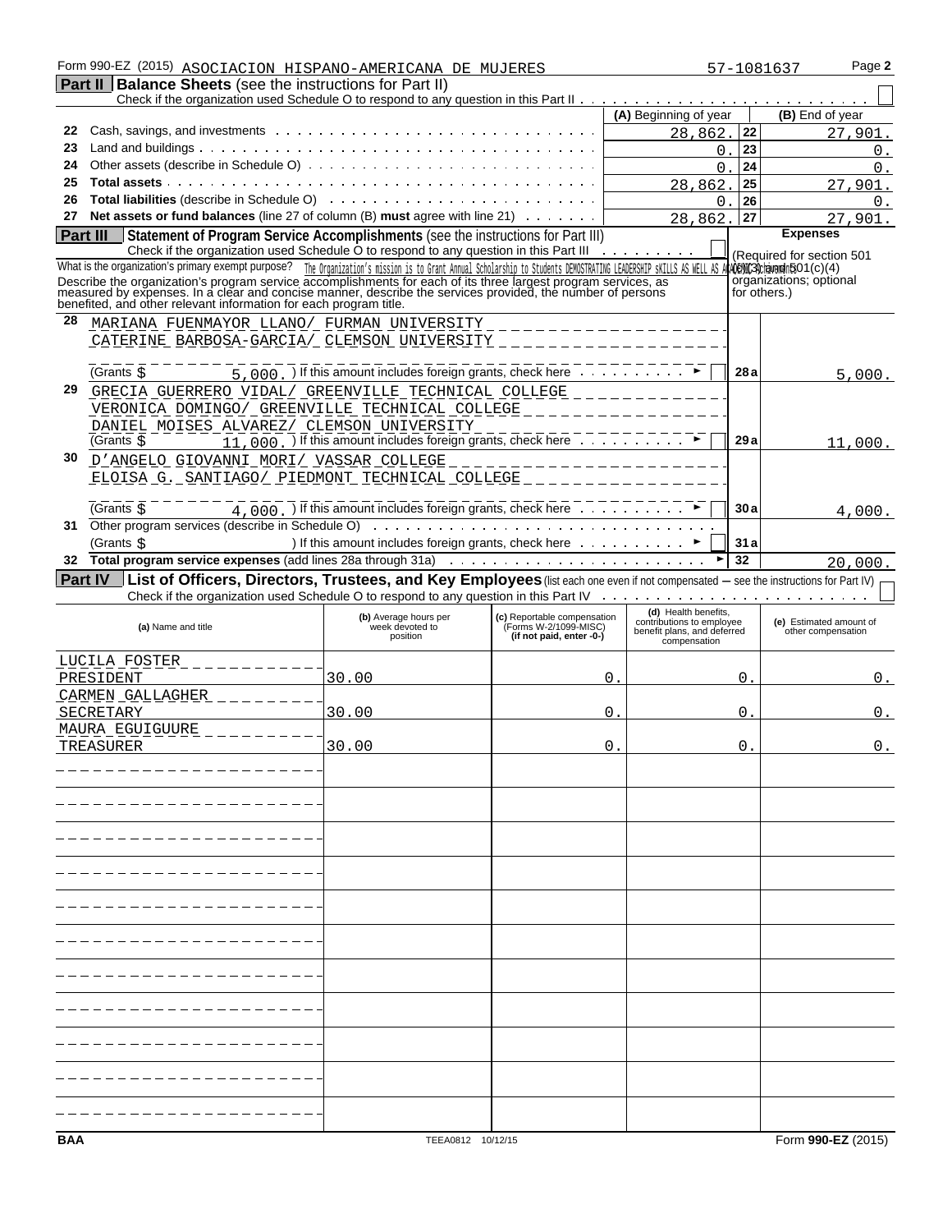Form 990-EZ (2015) ASOCIACION HISPANO-AMERICANA DE MUJERES 57-1081637 Page **2**

## Part II Balance Sheets (see the instructions for Part II)

Check if the organization used Schedule O to respond to any question in this Part II ☐

| | | (A) Beginning of year | | (B) End of year |
|---|---|---|---|---|
| 22 | Cash, savings, and investments | 28,862. | 22 | 27,901. |
| 23 | Land and buildings | 0. | 23 | 0. |
| 24 | Other assets (describe in Schedule O) | 0. | 24 | 0. |
| 25 | **Total assets** | 28,862. | 25 | 27,901. |
| 26 | **Total liabilities** (describe in Schedule O) | 0. | 26 | 0. |
| 27 | **Net assets or fund balances** (line 27 of column (B) **must** agree with line 21) | 28,862. | 27 | 27,901. |

## Part III Statement of Program Service Accomplishments (see the instructions for Part III)

Check if the organization used Schedule O to respond to any question in this Part III ☐

What is the organization's primary exempt purpose? The Organization's mission is to Grant Annual Scholarship to Students DEMOSTRATING LEADERSHIP sKILLS AS WELL AS ACADEMIC Achievements

Describe the organization's program service accomplishments for each of its three largest program services, as measured by expenses. In a clear and concise manner, describe the services provided, the number of persons benefited, and other relevant information for each program title.

**Expenses** (Required for section 501 (c)(3) and 501(c)(4) organizations; optional for others.)

| | | | Expenses |
|---|---|---|---|
| 28 | MARIANA FUENMAYOR LLANO/ FURMAN UNIVERSITY<br>CATERINE BARBOSA-GARCIA/ CLEMSON UNIVERSITY<br>(Grants $ 5,000. ) If this amount includes foreign grants, check here ☐ | 28a | 5,000. |
| 29 | GRECIA GUERRERO VIDAL/ GREENVILLE TECHNICAL COLLEGE<br>VERONICA DOMINGO/ GREENVILLE TECHNICAL COLLEGE<br>DANIEL MOISES ALVAREZ/ CLEMSON UNIVERSITY<br>(Grants $ 11,000. ) If this amount includes foreign grants, check here ☐ | 29a | 11,000. |
| 30 | D'ANGELO GIOVANNI MORI/ VASSAR COLLEGE<br>ELOISA G. SANTIAGO/ PIEDMONT TECHNICAL COLLEGE<br>(Grants $ 4,000. ) If this amount includes foreign grants, check here ☐ | 30a | 4,000. |
| 31 | Other program services (describe in Schedule O)<br>(Grants $ ) If this amount includes foreign grants, check here ☐ | 31a | |
| 32 | **Total program service expenses** (add lines 28a through 31a) | 32 | 20,000. |

## Part IV List of Officers, Directors, Trustees, and Key Employees (list each one even if not compensated — see the instructions for Part IV)

Check if the organization used Schedule O to respond to any question in this Part IV ☐

| (a) Name and title | (b) Average hours per week devoted to position | (c) Reportable compensation (Forms W-2/1099-MISC) (if not paid, enter -0-) | (d) Health benefits, contributions to employee benefit plans, and deferred compensation | (e) Estimated amount of other compensation |
|---|---|---|---|---|
| LUCILA FOSTER<br>PRESIDENT | 30.00 | 0. | 0. | 0. |
| CARMEN GALLAGHER<br>SECRETARY | 30.00 | 0. | 0. | 0. |
| MAURA EGUIGUURE<br>TREASURER | 30.00 | 0. | 0. | 0. |

BAA TEEA0812 10/12/15 Form **990-EZ** (2015)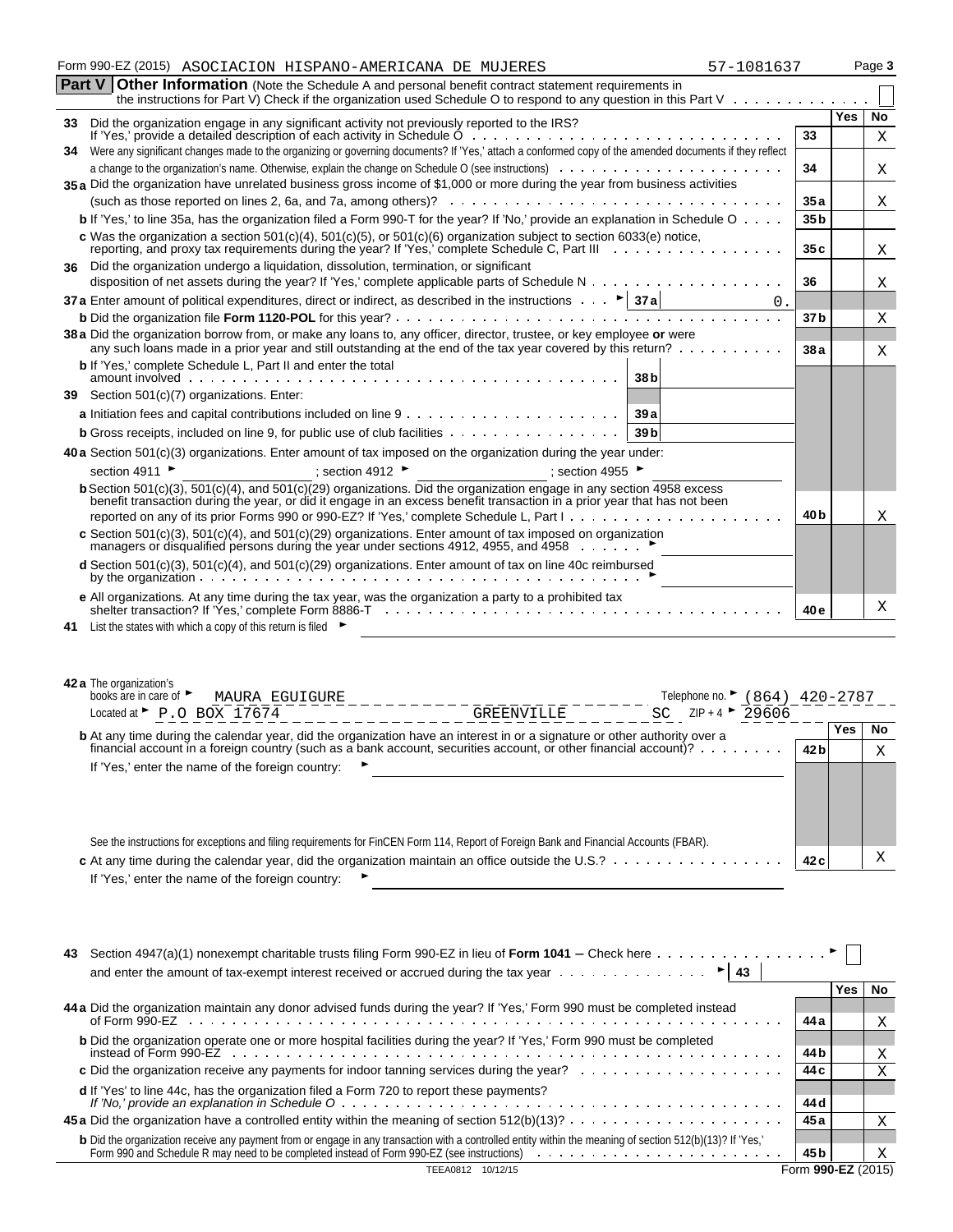Form 990-EZ (2015) ASOCIACION HISPANO-AMERICANA DE MUJERES 57-1081637 Page 3

**Part V** **Other Information** (Note the Schedule A and personal benefit contract statement requirements in the instructions for Part V) Check if the organization used Schedule O to respond to any question in this Part V [ ]

| | | | Yes | No |
|---|---|---|---|---|
| **33** | Did the organization engage in any significant activity not previously reported to the IRS? If 'Yes,' provide a detailed description of each activity in Schedule O | **33** | | X |
| **34** | Were any significant changes made to the organizing or governing documents? If 'Yes,' attach a conformed copy of the amended documents if they reflect a change to the organization's name. Otherwise, explain the change on Schedule O (see instructions) | **34** | | X |
| **35a** | Did the organization have unrelated business gross income of $1,000 or more during the year from business activities (such as those reported on lines 2, 6a, and 7a, among others)? | **35a** | | X |
| **b** | If 'Yes,' to line 35a, has the organization filed a Form 990-T for the year? If 'No,' provide an explanation in Schedule O | **35b** | | |
| **c** | Was the organization a section 501(c)(4), 501(c)(5), or 501(c)(6) organization subject to section 6033(e) notice, reporting, and proxy tax requirements during the year? If 'Yes,' complete Schedule C, Part III | **35c** | | X |
| **36** | Did the organization undergo a liquidation, dissolution, termination, or significant disposition of net assets during the year? If 'Yes,' complete applicable parts of Schedule N | **36** | | X |
| **37a** | Enter amount of political expenditures, direct or indirect, as described in the instructions **37a** 0. | | | |
| **b** | Did the organization file **Form 1120-POL** for this year? | **37b** | | X |
| **38a** | Did the organization borrow from, or make any loans to, any officer, director, trustee, or key employee **or** were any such loans made in a prior year and still outstanding at the end of the tax year covered by this return? | **38a** | | X |
| **b** | If 'Yes,' complete Schedule L, Part II and enter the total amount involved **38b** | | | |
| **39** | Section 501(c)(7) organizations. Enter: | | | |
| **a** | Initiation fees and capital contributions included on line 9 **39a** | | | |
| **b** | Gross receipts, included on line 9, for public use of club facilities **39b** | | | |
| **40a** | Section 501(c)(3) organizations. Enter amount of tax imposed on the organization during the year under: section 4911 ; section 4912 ; section 4955 | | | |
| **b** | Section 501(c)(3), 501(c)(4), and 501(c)(29) organizations. Did the organization engage in any section 4958 excess benefit transaction during the year, or did it engage in an excess benefit transaction in a prior year that has not been reported on any of its prior Forms 990 or 990-EZ? If 'Yes,' complete Schedule L, Part I | **40b** | | X |
| **c** | Section 501(c)(3), 501(c)(4), and 501(c)(29) organizations. Enter amount of tax imposed on organization managers or disqualified persons during the year under sections 4912, 4955, and 4958 | | | |
| **d** | Section 501(c)(3), 501(c)(4), and 501(c)(29) organizations. Enter amount of tax on line 40c reimbursed by the organization | | | |
| **e** | All organizations. At any time during the tax year, was the organization a party to a prohibited tax shelter transaction? If 'Yes,' complete Form 8886-T | **40e** | | X |
| **41** | List the states with which a copy of this return is filed | | | |

**42a** The organization's books are in care of ► MAURA EGUIGURE Telephone no. ► (864) 420-2787

Located at ► P.O BOX 17674 GREENVILLE SC ZIP + 4 ► 29606

| | | | Yes | No |
|---|---|---|---|---|
| **b** | At any time during the calendar year, did the organization have an interest in or a signature or other authority over a financial account in a foreign country (such as a bank account, securities account, or other financial account)? If 'Yes,' enter the name of the foreign country: See the instructions for exceptions and filing requirements for FinCEN Form 114, Report of Foreign Bank and Financial Accounts (FBAR). | **42b** | | X |
| **c** | At any time during the calendar year, did the organization maintain an office outside the U.S.? If 'Yes,' enter the name of the foreign country: | **42c** | | X |

**43** Section 4947(a)(1) nonexempt charitable trusts filing Form 990-EZ in lieu of **Form 1041** – Check here [ ] and enter the amount of tax-exempt interest received or accrued during the tax year **43**

| | | | Yes | No |
|---|---|---|---|---|
| **44a** | Did the organization maintain any donor advised funds during the year? If 'Yes,' Form 990 must be completed instead of Form 990-EZ | **44a** | | X |
| **b** | Did the organization operate one or more hospital facilities during the year? If 'Yes,' Form 990 must be completed instead of Form 990-EZ | **44b** | | X |
| **c** | Did the organization receive any payments for indoor tanning services during the year? | **44c** | | X |
| **d** | If 'Yes' to line 44c, has the organization filed a Form 720 to report these payments? *If 'No,' provide an explanation in Schedule O* | **44d** | | |
| **45a** | Did the organization have a controlled entity within the meaning of section 512(b)(13)? | **45a** | | X |
| **b** | Did the organization receive any payment from or engage in any transaction with a controlled entity within the meaning of section 512(b)(13)? If 'Yes,' Form 990 and Schedule R may need to be completed instead of Form 990-EZ (see instructions) | **45b** | | X |

TEEA0812 10/12/15 Form **990-EZ** (2015)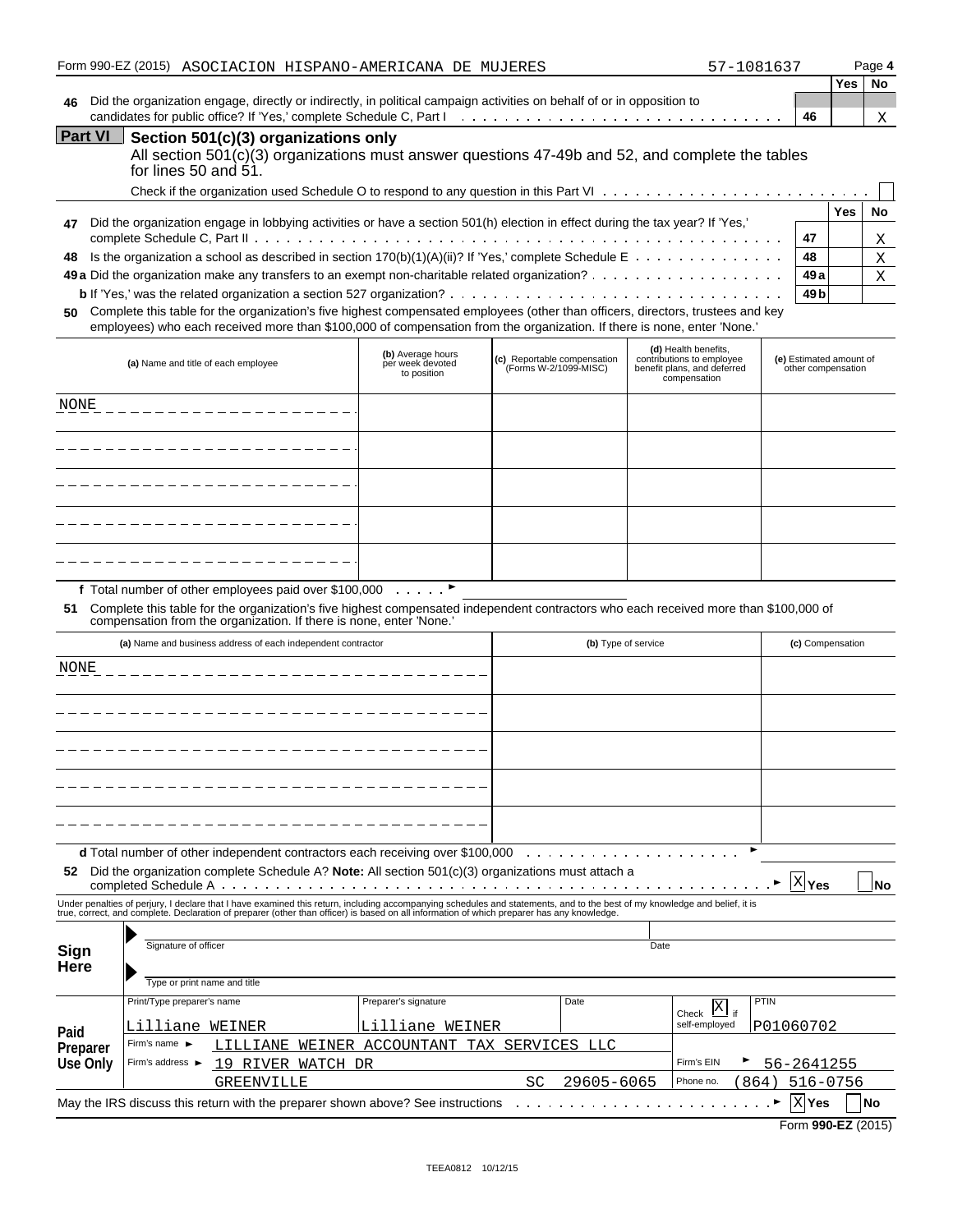Form 990-EZ (2015) ASOCIACION HISPANO-AMERICANA DE MUJERES 57-1081637 Page 4

| | | | Yes | No |
|---|---|---|---|---|
| 46 | Did the organization engage, directly or indirectly, in political campaign activities on behalf of or in opposition to candidates for public office? If 'Yes,' complete Schedule C, Part I | 46 | | X |

## Part VI Section 501(c)(3) organizations only

All section 501(c)(3) organizations must answer questions 47-49b and 52, and complete the tables for lines 50 and 51.

Check if the organization used Schedule O to respond to any question in this Part VI ☐

| | | | Yes | No |
|---|---|---|---|---|
| 47 | Did the organization engage in lobbying activities or have a section 501(h) election in effect during the tax year? If 'Yes,' complete Schedule C, Part II | 47 | | X |
| 48 | Is the organization a school as described in section 170(b)(1)(A)(ii)? If 'Yes,' complete Schedule E | 48 | | X |
| 49a | Did the organization make any transfers to an exempt non-charitable related organization? | 49a | | X |
| b | If 'Yes,' was the related organization a section 527 organization? | 49b | | |

**50** Complete this table for the organization's five highest compensated employees (other than officers, directors, trustees and key employees) who each received more than $100,000 of compensation from the organization. If there is none, enter 'None.'

| (a) Name and title of each employee | (b) Average hours per week devoted to position | (c) Reportable compensation (Forms W-2/1099-MISC) | (d) Health benefits, contributions to employee benefit plans, and deferred compensation | (e) Estimated amount of other compensation |
|---|---|---|---|---|
| NONE | | | | |
| | | | | |
| | | | | |
| | | | | |
| | | | | |

**f** Total number of other employees paid over $100,000 ►

**51** Complete this table for the organization's five highest compensated independent contractors who each received more than $100,000 of compensation from the organization. If there is none, enter 'None.'

| (a) Name and business address of each independent contractor | (b) Type of service | (c) Compensation |
|---|---|---|
| NONE | | |
| | | |
| | | |
| | | |
| | | |

**d** Total number of other independent contractors each receiving over $100,000 ►

**52** Did the organization complete Schedule A? **Note:** All section 501(c)(3) organizations must attach a completed Schedule A ► ☒ Yes ☐ No

Under penalties of perjury, I declare that I have examined this return, including accompanying schedules and statements, and to the best of my knowledge and belief, it is true, correct, and complete. Declaration of preparer (other than officer) is based on all information of which preparer has any knowledge.

**Sign Here**

Signature of officer ____________ Date ____________

Type or print name and title ____________

**Paid Preparer Use Only**

| Print/Type preparer's name | Preparer's signature | Date | Check ☒ if self-employed | PTIN |
|---|---|---|---|---|
| Lilliane WEINER | Lilliane WEINER | | | P01060702 |

Firm's name ► LILLIANE WEINER ACCOUNTANT TAX SERVICES LLC

Firm's address ► 19 RIVER WATCH DR, GREENVILLE SC 29605-6065

Firm's EIN ► 56-2641255

Phone no. (864) 516-0756

May the IRS discuss this return with the preparer shown above? See instructions ► ☒ Yes ☐ No

Form **990-EZ** (2015)

TEEA0812 10/12/15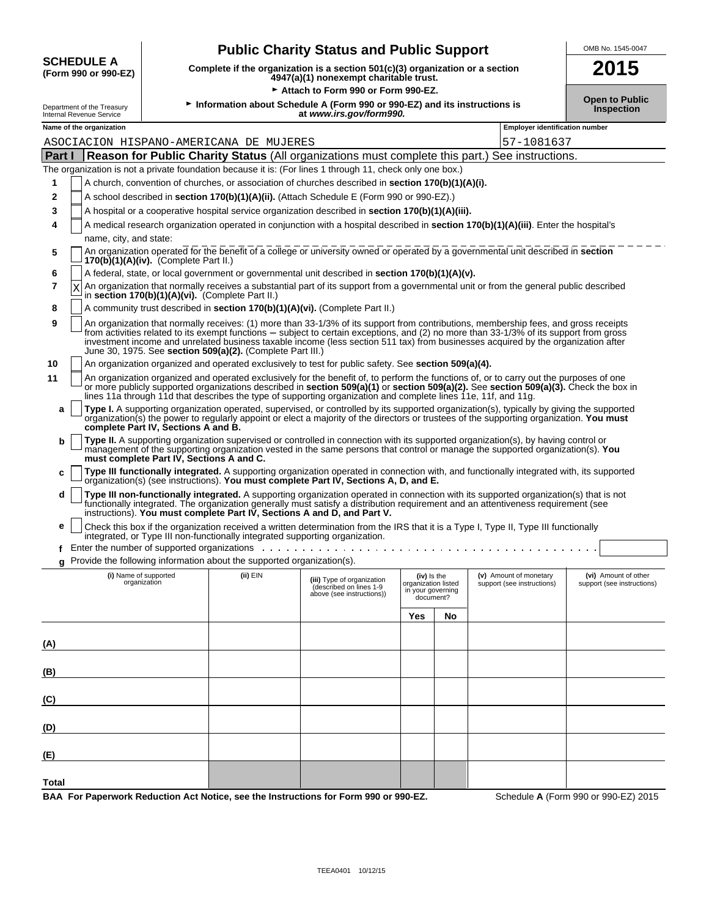**SCHEDULE A**
**(Form 990 or 990-EZ)**

Department of the Treasury
Internal Revenue Service

# Public Charity Status and Public Support

**Complete if the organization is a section 501(c)(3) organization or a section 4947(a)(1) nonexempt charitable trust.**

► **Attach to Form 990 or Form 990-EZ.**

► **Information about Schedule A (Form 990 or 990-EZ) and its instructions is at** ***www.irs.gov/form990.***

OMB No. 1545-0047

**2015**

**Open to Public Inspection**

**Name of the organization**
ASOCIACION HISPANO-AMERICANA DE MUJERES

**Employer identification number**
57-1081637

## Part I Reason for Public Charity Status (All organizations must complete this part.) See instructions.

The organization is not a private foundation because it is: (For lines 1 through 11, check only one box.)

1. [ ] A church, convention of churches, or association of churches described in **section 170(b)(1)(A)(i).**
2. [ ] A school described in **section 170(b)(1)(A)(ii).** (Attach Schedule E (Form 990 or 990-EZ).)
3. [ ] A hospital or a cooperative hospital service organization described in **section 170(b)(1)(A)(iii).**
4. [ ] A medical research organization operated in conjunction with a hospital described in **section 170(b)(1)(A)(iii)**. Enter the hospital's name, city, and state:
5. [ ] An organization operated for the benefit of a college or university owned or operated by a governmental unit described in **section 170(b)(1)(A)(iv).** (Complete Part II.)
6. [ ] A federal, state, or local government or governmental unit described in **section 170(b)(1)(A)(v).**
7. [X] An organization that normally receives a substantial part of its support from a governmental unit or from the general public described in **section 170(b)(1)(A)(vi).** (Complete Part II.)
8. [ ] A community trust described in **section 170(b)(1)(A)(vi).** (Complete Part II.)
9. [ ] An organization that normally receives: (1) more than 33-1/3% of its support from contributions, membership fees, and gross receipts from activities related to its exempt functions – subject to certain exceptions, and (2) no more than 33-1/3% of its support from gross investment income and unrelated business taxable income (less section 511 tax) from businesses acquired by the organization after June 30, 1975. See **section 509(a)(2).** (Complete Part III.)
10. [ ] An organization organized and operated exclusively to test for public safety. See **section 509(a)(4).**
11. [ ] An organization organized and operated exclusively for the benefit of, to perform the functions of, or to carry out the purposes of one or more publicly supported organizations described in **section 509(a)(1)** or **section 509(a)(2).** See **section 509(a)(3).** Check the box in lines 11a through 11d that describes the type of supporting organization and complete lines 11e, 11f, and 11g.
   - **a** [ ] **Type I.** A supporting organization operated, supervised, or controlled by its supported organization(s), typically by giving the supported organization(s) the power to regularly appoint or elect a majority of the directors or trustees of the supporting organization. **You must complete Part IV, Sections A and B.**
   - **b** [ ] **Type II.** A supporting organization supervised or controlled in connection with its supported organization(s), by having control or management of the supporting organization vested in the same persons that control or manage the supported organization(s). **You must complete Part IV, Sections A and C.**
   - **c** [ ] **Type III functionally integrated.** A supporting organization operated in connection with, and functionally integrated with, its supported organization(s) (see instructions). **You must complete Part IV, Sections A, D, and E.**
   - **d** [ ] **Type III non-functionally integrated.** A supporting organization operated in connection with its supported organization(s) that is not functionally integrated. The organization generally must satisfy a distribution requirement and an attentiveness requirement (see instructions). **You must complete Part IV, Sections A and D, and Part V.**
   - **e** [ ] Check this box if the organization received a written determination from the IRS that it is a Type I, Type II, Type III functionally integrated, or Type III non-functionally integrated supporting organization.
   - **f** Enter the number of supported organizations
   - **g** Provide the following information about the supported organization(s).

| (i) Name of supported organization | (ii) EIN | (iii) Type of organization (described on lines 1-9 above (see instructions)) | (iv) Is the organization listed in your governing document? Yes | No | (v) Amount of monetary support (see instructions) | (vi) Amount of other support (see instructions) |
|---|---|---|---|---|---|---|
| (A) | | | | | | |
| (B) | | | | | | |
| (C) | | | | | | |
| (D) | | | | | | |
| (E) | | | | | | |
| Total | | | | | | |

**BAA For Paperwork Reduction Act Notice, see the Instructions for Form 990 or 990-EZ.** Schedule **A** (Form 990 or 990-EZ) 2015

TEEA0401 10/12/15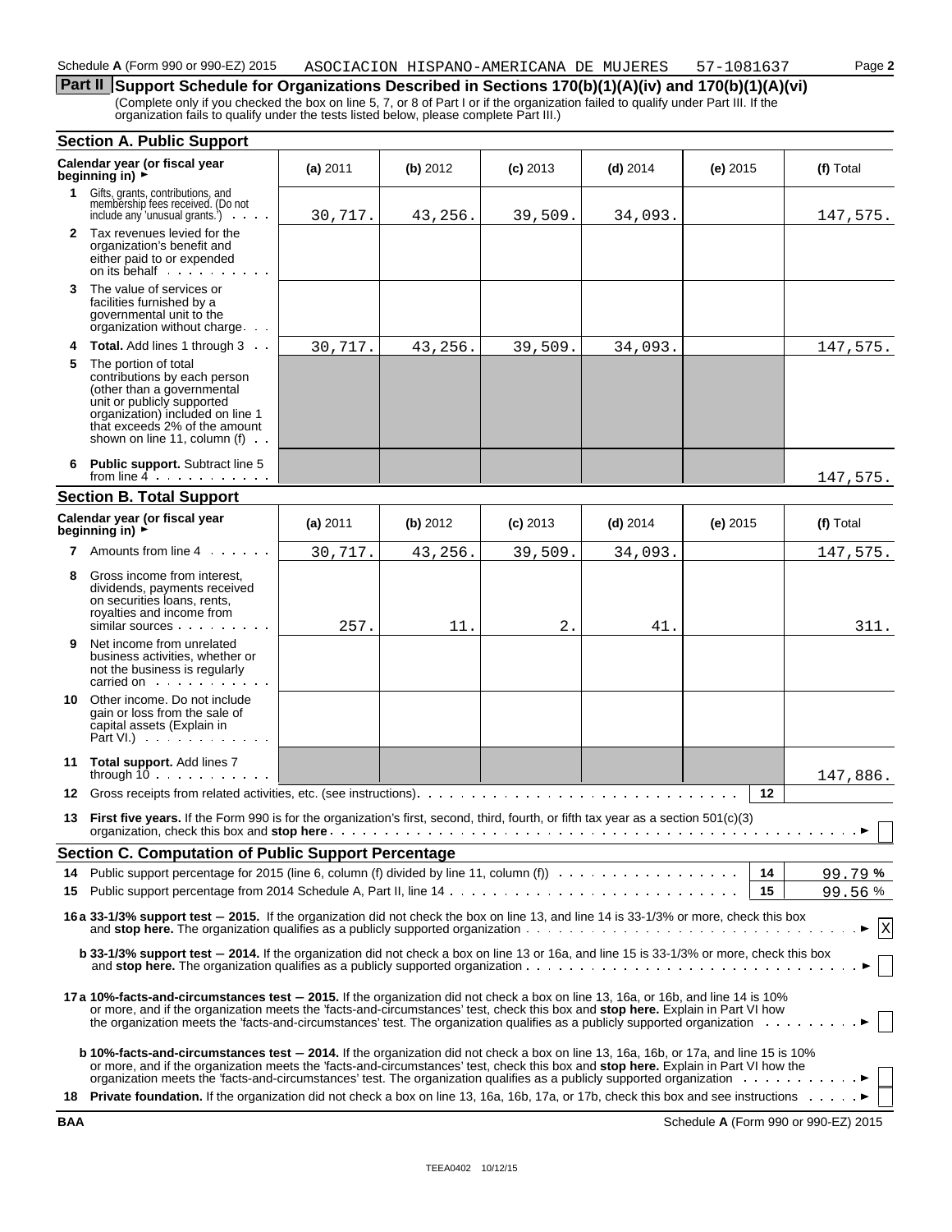Schedule A (Form 990 or 990-EZ) 2015 ASOCIACION HISPANO-AMERICANA DE MUJERES 57-1081637 Page 2

## Part II Support Schedule for Organizations Described in Sections 170(b)(1)(A)(iv) and 170(b)(1)(A)(vi)

(Complete only if you checked the box on line 5, 7, or 8 of Part I or if the organization failed to qualify under Part III. If the organization fails to qualify under the tests listed below, please complete Part III.)

### Section A. Public Support

| Calendar year (or fiscal year beginning in) ► | (a) 2011 | (b) 2012 | (c) 2013 | (d) 2014 | (e) 2015 | (f) Total |
|---|---|---|---|---|---|---|
| 1 Gifts, grants, contributions, and membership fees received. (Do not include any 'unusual grants.') | 30,717. | 43,256. | 39,509. | 34,093. | | 147,575. |
| 2 Tax revenues levied for the organization's benefit and either paid to or expended on its behalf | | | | | | |
| 3 The value of services or facilities furnished by a governmental unit to the organization without charge | | | | | | |
| 4 Total. Add lines 1 through 3 | 30,717. | 43,256. | 39,509. | 34,093. | | 147,575. |
| 5 The portion of total contributions by each person (other than a governmental unit or publicly supported organization) included on line 1 that exceeds 2% of the amount shown on line 11, column (f) | | | | | | |
| 6 Public support. Subtract line 5 from line 4 | | | | | | 147,575. |

### Section B. Total Support

| Calendar year (or fiscal year beginning in) ► | (a) 2011 | (b) 2012 | (c) 2013 | (d) 2014 | (e) 2015 | (f) Total |
|---|---|---|---|---|---|---|
| 7 Amounts from line 4 | 30,717. | 43,256. | 39,509. | 34,093. | | 147,575. |
| 8 Gross income from interest, dividends, payments received on securities loans, rents, royalties and income from similar sources | 257. | 11. | 2. | 41. | | 311. |
| 9 Net income from unrelated business activities, whether or not the business is regularly carried on | | | | | | |
| 10 Other income. Do not include gain or loss from the sale of capital assets (Explain in Part VI.) | | | | | | |
| 11 Total support. Add lines 7 through 10 | | | | | | 147,886. |

**12** Gross receipts from related activities, etc. (see instructions) | 12 |

**13 First five years.** If the Form 990 is for the organization's first, second, third, fourth, or fifth tax year as a section 501(c)(3) organization, check this box and **stop here** ► ☐

### Section C. Computation of Public Support Percentage

**14** Public support percentage for 2015 (line 6, column (f) divided by line 11, column (f)) | 14 | 99.79 %

**15** Public support percentage from 2014 Schedule A, Part II, line 14 | 15 | 99.56 %

**16a 33-1/3% support test – 2015.** If the organization did not check the box on line 13, and line 14 is 33-1/3% or more, check this box and **stop here.** The organization qualifies as a publicly supported organization ► ☒

**b 33-1/3% support test – 2014.** If the organization did not check a box on line 13 or 16a, and line 15 is 33-1/3% or more, check this box and **stop here.** The organization qualifies as a publicly supported organization ► ☐

**17a 10%-facts-and-circumstances test – 2015.** If the organization did not check a box on line 13, 16a, or 16b, and line 14 is 10% or more, and if the organization meets the 'facts-and-circumstances' test, check this box and **stop here.** Explain in Part VI how the organization meets the 'facts-and-circumstances' test. The organization qualifies as a publicly supported organization ► ☐

**b 10%-facts-and-circumstances test – 2014.** If the organization did not check a box on line 13, 16a, 16b, or 17a, and line 15 is 10% or more, and if the organization meets the 'facts-and-circumstances' test, check this box and **stop here.** Explain in Part VI how the organization meets the 'facts-and-circumstances' test. The organization qualifies as a publicly supported organization ► ☐

**18 Private foundation.** If the organization did not check a box on line 13, 16a, 16b, 17a, or 17b, check this box and see instructions ► ☐

BAA Schedule A (Form 990 or 990-EZ) 2015

TEEA0402 10/12/15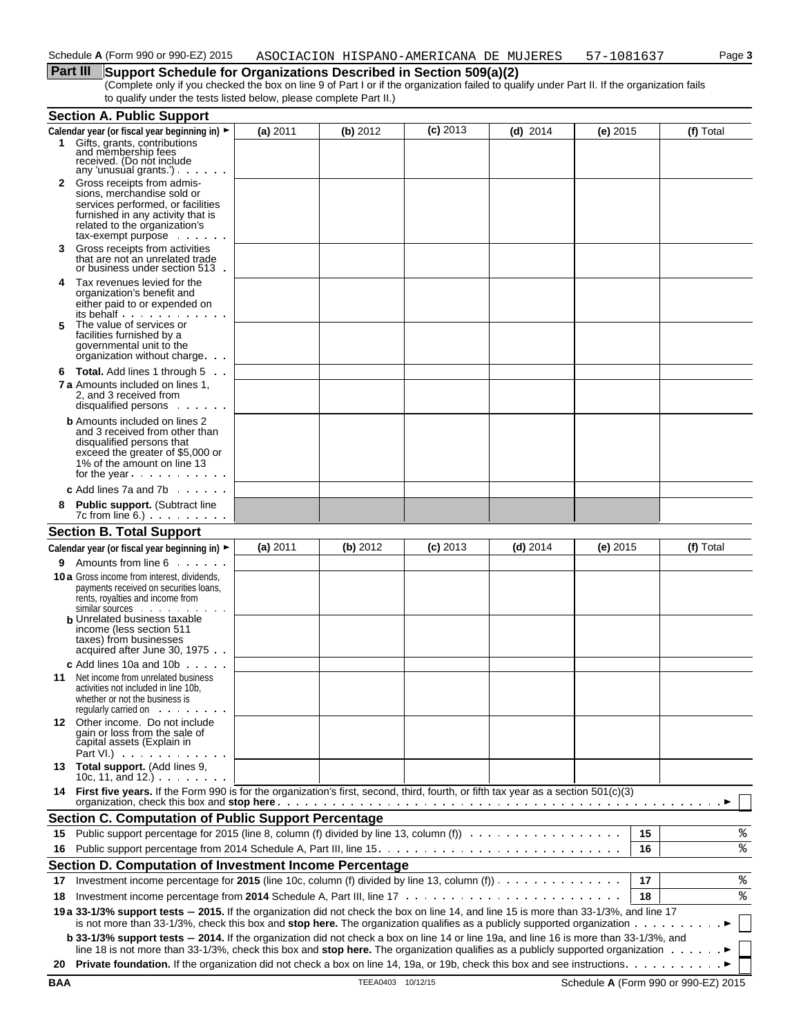Schedule **A** (Form 990 or 990-EZ) 2015 ASOCIACION HISPANO-AMERICANA DE MUJERES 57-1081637

## Part III Support Schedule for Organizations Described in Section 509(a)(2)

(Complete only if you checked the box on line 9 of Part I or if the organization failed to qualify under Part II. If the organization fails to qualify under the tests listed below, please complete Part II.)

### Section A. Public Support

| Calendar year (or fiscal year beginning in) ► | (a) 2011 | (b) 2012 | (c) 2013 | (d) 2014 | (e) 2015 | (f) Total |
|---|---|---|---|---|---|---|
| **1** Gifts, grants, contributions and membership fees received. (Do not include any 'unusual grants.') | | | | | | |
| **2** Gross receipts from admissions, merchandise sold or services performed, or facilities furnished in any activity that is related to the organization's tax-exempt purpose | | | | | | |
| **3** Gross receipts from activities that are not an unrelated trade or business under section 513 | | | | | | |
| **4** Tax revenues levied for the organization's benefit and either paid to or expended on its behalf | | | | | | |
| **5** The value of services or facilities furnished by a governmental unit to the organization without charge | | | | | | |
| **6 Total.** Add lines 1 through 5 | | | | | | |
| **7a** Amounts included on lines 1, 2, and 3 received from disqualified persons | | | | | | |
| **b** Amounts included on lines 2 and 3 received from other than disqualified persons that exceed the greater of $5,000 or 1% of the amount on line 13 for the year | | | | | | |
| **c** Add lines 7a and 7b | | | | | | |
| **8 Public support.** (Subtract line 7c from line 6.) | | | | | | |

### Section B. Total Support

| Calendar year (or fiscal year beginning in) ► | (a) 2011 | (b) 2012 | (c) 2013 | (d) 2014 | (e) 2015 | (f) Total |
|---|---|---|---|---|---|---|
| **9** Amounts from line 6 | | | | | | |
| **10a** Gross income from interest, dividends, payments received on securities loans, rents, royalties and income from similar sources | | | | | | |
| **b** Unrelated business taxable income (less section 511 taxes) from businesses acquired after June 30, 1975 | | | | | | |
| **c** Add lines 10a and 10b | | | | | | |
| **11** Net income from unrelated business activities not included in line 10b, whether or not the business is regularly carried on | | | | | | |
| **12** Other income. Do not include gain or loss from the sale of capital assets (Explain in Part VI.) | | | | | | |
| **13 Total support.** (Add lines 9, 10c, 11, and 12.) | | | | | | |

**14 First five years.** If the Form 990 is for the organization's first, second, third, fourth, or fifth tax year as a section 501(c)(3) organization, check this box and **stop here** ► ☐

### Section C. Computation of Public Support Percentage

| | | | |
|---|---|---|---|
| **15** | Public support percentage for 2015 (line 8, column (f) divided by line 13, column (f)) | 15 | % |
| **16** | Public support percentage from 2014 Schedule A, Part III, line 15 | 16 | % |

### Section D. Computation of Investment Income Percentage

| | | | |
|---|---|---|---|
| **17** | Investment income percentage for **2015** (line 10c, column (f) divided by line 13, column (f)) | 17 | % |
| **18** | Investment income percentage from **2014** Schedule A, Part III, line 17 | 18 | % |

**19a 33-1/3% support tests – 2015.** If the organization did not check the box on line 14, and line 15 is more than 33-1/3%, and line 17 is not more than 33-1/3%, check this box and **stop here.** The organization qualifies as a publicly supported organization ► ☐

**b 33-1/3% support tests – 2014.** If the organization did not check a box on line 14 or line 19a, and line 16 is more than 33-1/3%, and line 18 is not more than 33-1/3%, check this box and **stop here.** The organization qualifies as a publicly supported organization ► ☐

**20 Private foundation.** If the organization did not check a box on line 14, 19a, or 19b, check this box and see instructions ► ☐

BAA TEEA0403 10/12/15 Schedule **A** (Form 990 or 990-EZ) 2015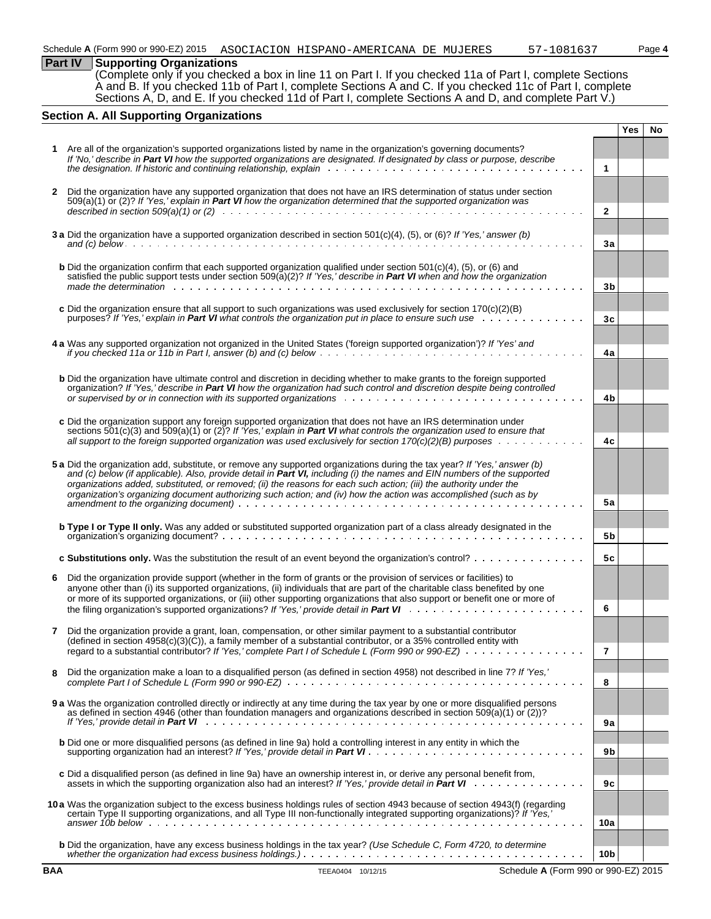Schedule A (Form 990 or 990-EZ) 2015 ASOCIACION HISPANO-AMERICANA DE MUJERES 57-1081637 Page 4

**Part IV Supporting Organizations**

(Complete only if you checked a box in line 11 on Part I. If you checked 11a of Part I, complete Sections A and B. If you checked 11b of Part I, complete Sections A and C. If you checked 11c of Part I, complete Sections A, D, and E. If you checked 11d of Part I, complete Sections A and D, and complete Part V.)

## Section A. All Supporting Organizations

| | | | Yes | No |
|---|---|---|---|---|
| **1** | Are all of the organization's supported organizations listed by name in the organization's governing documents? *If 'No,' describe in **Part VI** how the supported organizations are designated. If designated by class or purpose, describe the designation. If historic and continuing relationship, explain* | 1 | | |
| **2** | Did the organization have any supported organization that does not have an IRS determination of status under section 509(a)(1) or (2)? *If 'Yes,' explain in **Part VI** how the organization determined that the supported organization was described in section 509(a)(1) or (2)* | 2 | | |
| **3 a** | Did the organization have a supported organization described in section 501(c)(4), (5), or (6)? *If 'Yes,' answer (b) and (c) below* | 3a | | |
| **b** | Did the organization confirm that each supported organization qualified under section 501(c)(4), (5), or (6) and satisfied the public support tests under section 509(a)(2)? *If 'Yes,' describe in **Part VI** when and how the organization made the determination* | 3b | | |
| **c** | Did the organization ensure that all support to such organizations was used exclusively for section 170(c)(2)(B) purposes? *If 'Yes,' explain in **Part VI** what controls the organization put in place to ensure such use* | 3c | | |
| **4 a** | Was any supported organization not organized in the United States ('foreign supported organization')? *If 'Yes' and if you checked 11a or 11b in Part I, answer (b) and (c) below* | 4a | | |
| **b** | Did the organization have ultimate control and discretion in deciding whether to make grants to the foreign supported organization? *If 'Yes,' describe in **Part VI** how the organization had such control and discretion despite being controlled or supervised by or in connection with its supported organizations* | 4b | | |
| **c** | Did the organization support any foreign supported organization that does not have an IRS determination under sections 501(c)(3) and 509(a)(1) or (2)? *If 'Yes,' explain in **Part VI** what controls the organization used to ensure that all support to the foreign supported organization was used exclusively for section 170(c)(2)(B) purposes* | 4c | | |
| **5 a** | Did the organization add, substitute, or remove any supported organizations during the tax year? *If 'Yes,' answer (b) and (c) below (if applicable). Also, provide detail in **Part VI,** including (i) the names and EIN numbers of the supported organizations added, substituted, or removed; (ii) the reasons for each such action; (iii) the authority under the organization's organizing document authorizing such action; and (iv) how the action was accomplished (such as by amendment to the organizing document)* | 5a | | |
| **b** | **Type I or Type II only.** Was any added or substituted supported organization part of a class already designated in the organization's organizing document? | 5b | | |
| **c** | **Substitutions only.** Was the substitution the result of an event beyond the organization's control? | 5c | | |
| **6** | Did the organization provide support (whether in the form of grants or the provision of services or facilities) to anyone other than (i) its supported organizations, (ii) individuals that are part of the charitable class benefited by one or more of its supported organizations, or (iii) other supporting organizations that also support or benefit one or more of the filing organization's supported organizations? *If 'Yes,' provide detail in **Part VI*** | 6 | | |
| **7** | Did the organization provide a grant, loan, compensation, or other similar payment to a substantial contributor (defined in section 4958(c)(3)(C)), a family member of a substantial contributor, or a 35% controlled entity with regard to a substantial contributor? *If 'Yes,' complete Part I of Schedule L (Form 990 or 990-EZ)* | 7 | | |
| **8** | Did the organization make a loan to a disqualified person (as defined in section 4958) not described in line 7? *If 'Yes,' complete Part I of Schedule L (Form 990 or 990-EZ)* | 8 | | |
| **9 a** | Was the organization controlled directly or indirectly at any time during the tax year by one or more disqualified persons as defined in section 4946 (other than foundation managers and organizations described in section 509(a)(1) or (2))? *If 'Yes,' provide detail in **Part VI*** | 9a | | |
| **b** | Did one or more disqualified persons (as defined in line 9a) hold a controlling interest in any entity in which the supporting organization had an interest? *If 'Yes,' provide detail in **Part VI*** | 9b | | |
| **c** | Did a disqualified person (as defined in line 9a) have an ownership interest in, or derive any personal benefit from, assets in which the supporting organization also had an interest? *If 'Yes,' provide detail in **Part VI*** | 9c | | |
| **10 a** | Was the organization subject to the excess business holdings rules of section 4943 because of section 4943(f) (regarding certain Type II supporting organizations, and all Type III non-functionally integrated supporting organizations)? *If 'Yes,' answer 10b below* | 10a | | |
| **b** | Did the organization have any excess business holdings in the tax year? *(Use Schedule C, Form 4720, to determine whether the organization had excess business holdings.)* | 10b | | |

BAA TEEA0404 10/12/15 Schedule A (Form 990 or 990-EZ) 2015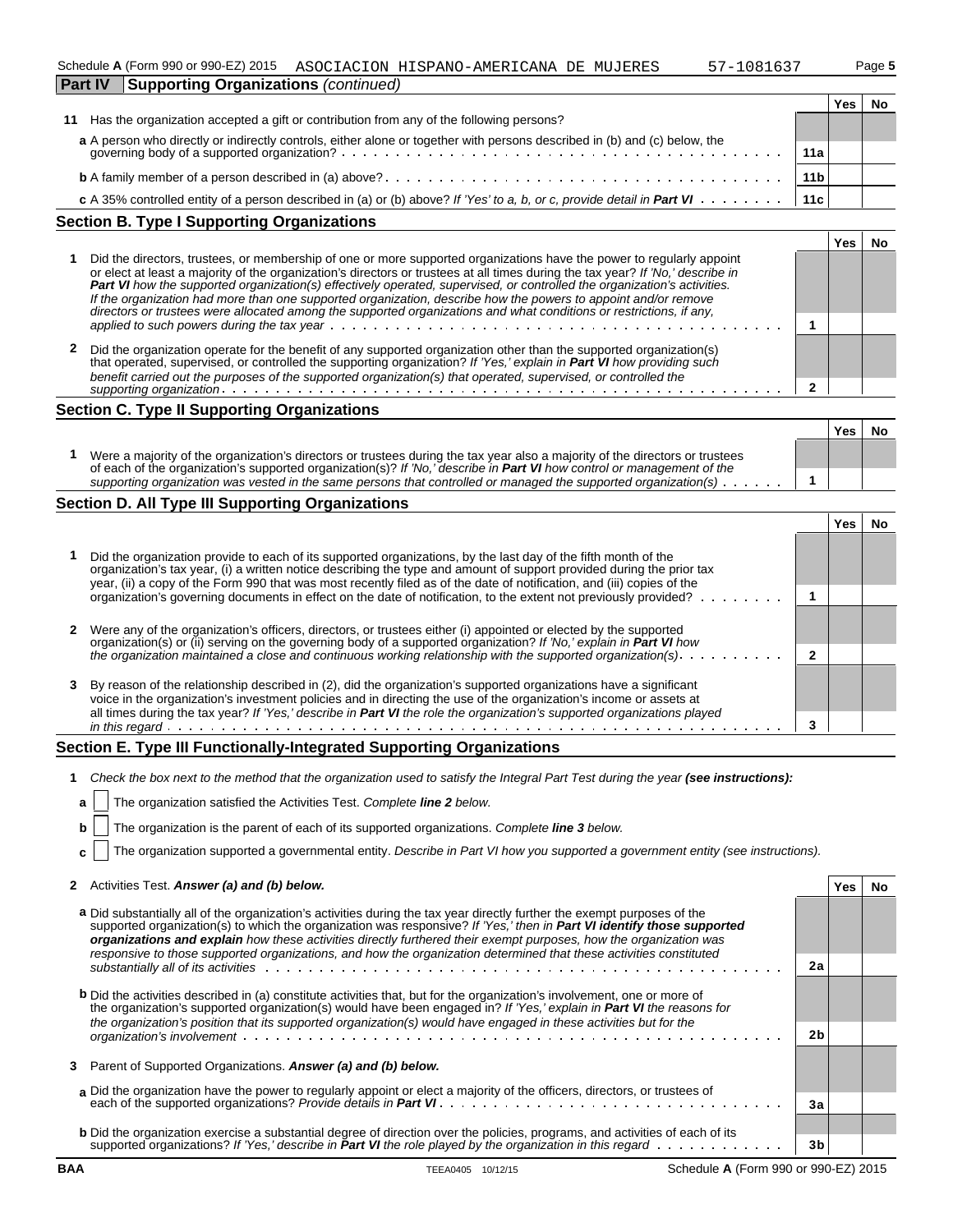Schedule A (Form 990 or 990-EZ) 2015 ASOCIACION HISPANO-AMERICANA DE MUJERES 57-1081637 Page 5

**Part IV Supporting Organizations** *(continued)*

| | | | Yes | No |
|---|---|---|---|---|
| **11** | Has the organization accepted a gift or contribution from any of the following persons? | | | |
| | **a** A person who directly or indirectly controls, either alone or together with persons described in (b) and (c) below, the governing body of a supported organization? | 11a | | |
| | **b** A family member of a person described in (a) above? | 11b | | |
| | **c** A 35% controlled entity of a person described in (a) or (b) above? *If 'Yes' to a, b, or c, provide detail in* ***Part VI*** | 11c | | |

## Section B. Type I Supporting Organizations

| | | | Yes | No |
|---|---|---|---|---|
| **1** | Did the directors, trustees, or membership of one or more supported organizations have the power to regularly appoint or elect at least a majority of the organization's directors or trustees at all times during the tax year? *If 'No,' describe in* ***Part VI*** *how the supported organization(s) effectively operated, supervised, or controlled the organization's activities. If the organization had more than one supported organization, describe how the powers to appoint and/or remove directors or trustees were allocated among the supported organizations and what conditions or restrictions, if any, applied to such powers during the tax year* | 1 | | |
| **2** | Did the organization operate for the benefit of any supported organization other than the supported organization(s) that operated, supervised, or controlled the supporting organization? *If 'Yes,' explain in* ***Part VI*** *how providing such benefit carried out the purposes of the supported organization(s) that operated, supervised, or controlled the supporting organization* | 2 | | |

## Section C. Type II Supporting Organizations

| | | | Yes | No |
|---|---|---|---|---|
| **1** | Were a majority of the organization's directors or trustees during the tax year also a majority of the directors or trustees of each of the organization's supported organization(s)? *If 'No,' describe in* ***Part VI*** *how control or management of the supporting organization was vested in the same persons that controlled or managed the supported organization(s)* | 1 | | |

## Section D. All Type III Supporting Organizations

| | | | Yes | No |
|---|---|---|---|---|
| **1** | Did the organization provide to each of its supported organizations, by the last day of the fifth month of the organization's tax year, (i) a written notice describing the type and amount of support provided during the prior tax year, (ii) a copy of the Form 990 that was most recently filed as of the date of notification, and (iii) copies of the organization's governing documents in effect on the date of notification, to the extent not previously provided? | 1 | | |
| **2** | Were any of the organization's officers, directors, or trustees either (i) appointed or elected by the supported organization(s) or (ii) serving on the governing body of a supported organization? *If 'No,' explain in* ***Part VI*** *how the organization maintained a close and continuous working relationship with the supported organization(s)* | 2 | | |
| **3** | By reason of the relationship described in (2), did the organization's supported organizations have a significant voice in the organization's investment policies and in directing the use of the organization's income or assets at all times during the tax year? *If 'Yes,' describe in* ***Part VI*** *the role the organization's supported organizations played in this regard* | 3 | | |

## Section E. Type III Functionally-Integrated Supporting Organizations

**1** *Check the box next to the method that the organization used to satisfy the Integral Part Test during the year* ***(see instructions):***

- **a** ☐ The organization satisfied the Activities Test. *Complete* ***line 2*** *below.*
- **b** ☐ The organization is the parent of each of its supported organizations. *Complete* ***line 3*** *below.*
- **c** ☐ The organization supported a governmental entity. *Describe in Part VI how you supported a government entity (see instructions).*

| | | | Yes | No |
|---|---|---|---|---|
| **2** | Activities Test. ***Answer (a) and (b) below.*** | | | |
| | **a** Did substantially all of the organization's activities during the tax year directly further the exempt purposes of the supported organization(s) to which the organization was responsive? *If 'Yes,' then in* ***Part VI identify those supported organizations and explain*** *how these activities directly furthered their exempt purposes, how the organization was responsive to those supported organizations, and how the organization determined that these activities constituted substantially all of its activities* | 2a | | |
| | **b** Did the activities described in (a) constitute activities that, but for the organization's involvement, one or more of the organization's supported organization(s) would have been engaged in? *If 'Yes,' explain in* ***Part VI*** *the reasons for the organization's position that its supported organization(s) would have engaged in these activities but for the organization's involvement* | 2b | | |
| **3** | Parent of Supported Organizations. ***Answer (a) and (b) below.*** | | | |
| | **a** Did the organization have the power to regularly appoint or elect a majority of the officers, directors, or trustees of each of the supported organizations? *Provide details in* ***Part VI*** | 3a | | |
| | **b** Did the organization exercise a substantial degree of direction over the policies, programs, and activities of each of its supported organizations? *If 'Yes,' describe in* ***Part VI*** *the role played by the organization in this regard* | 3b | | |

BAA TEEA0405 10/12/15 Schedule A (Form 990 or 990-EZ) 2015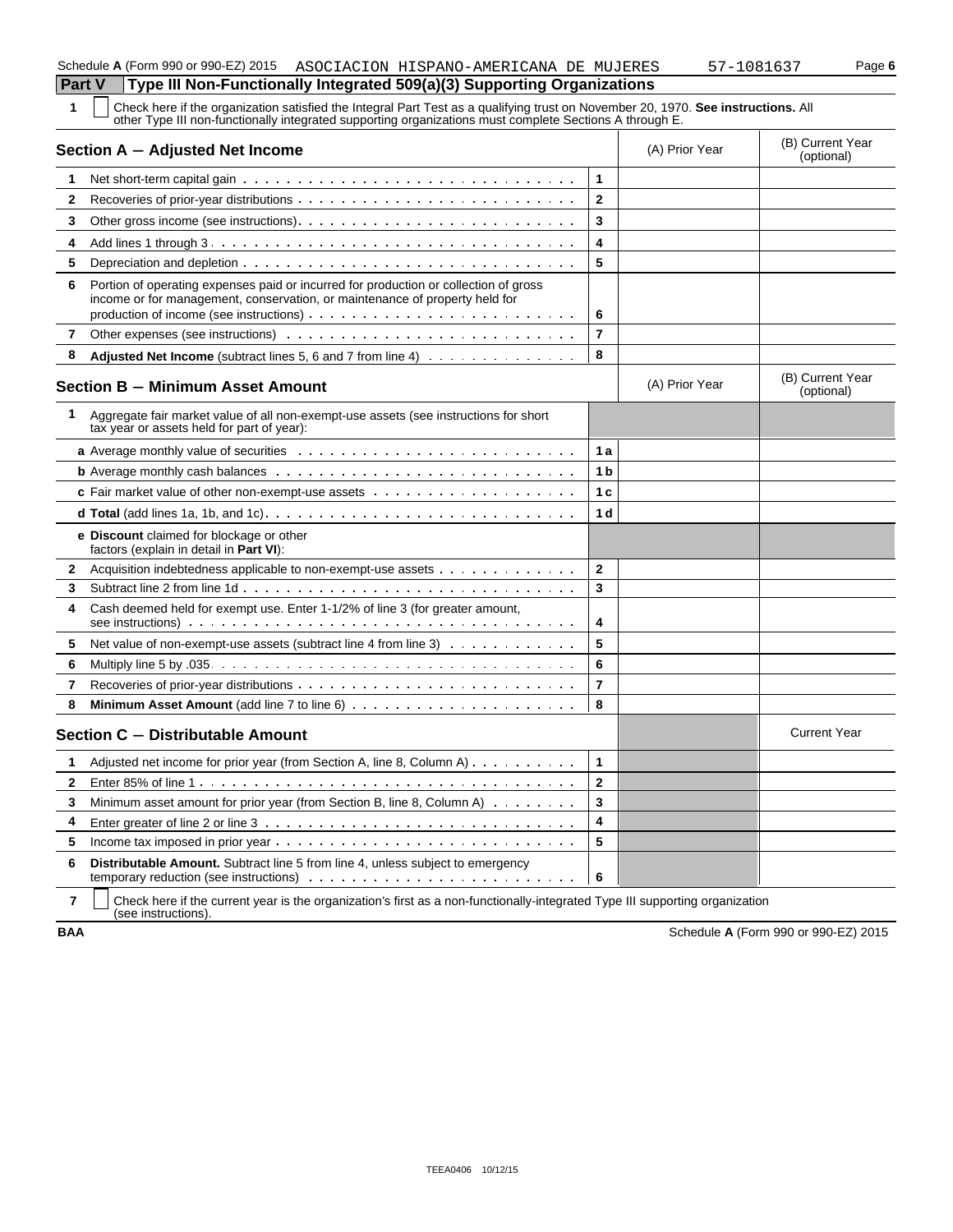Schedule A (Form 990 or 990-EZ) 2015 ASOCIACION HISPANO-AMERICANA DE MUJERES 57-1081637

## Part V Type III Non-Functionally Integrated 509(a)(3) Supporting Organizations

**1** ☐ Check here if the organization satisfied the Integral Part Test as a qualifying trust on November 20, 1970. **See instructions.** All other Type III non-functionally integrated supporting organizations must complete Sections A through E.

| **Section A – Adjusted Net Income** | | (A) Prior Year | (B) Current Year (optional) |
|---|---|---|---|
| **1** Net short-term capital gain | 1 | | |
| **2** Recoveries of prior-year distributions | 2 | | |
| **3** Other gross income (see instructions) | 3 | | |
| **4** Add lines 1 through 3 | 4 | | |
| **5** Depreciation and depletion | 5 | | |
| **6** Portion of operating expenses paid or incurred for production or collection of gross income or for management, conservation, or maintenance of property held for production of income (see instructions) | 6 | | |
| **7** Other expenses (see instructions) | 7 | | |
| **8** **Adjusted Net Income** (subtract lines 5, 6 and 7 from line 4) | 8 | | |

| **Section B – Minimum Asset Amount** | | (A) Prior Year | (B) Current Year (optional) |
|---|---|---|---|
| **1** Aggregate fair market value of all non-exempt-use assets (see instructions for short tax year or assets held for part of year): | | | |
| **a** Average monthly value of securities | 1a | | |
| **b** Average monthly cash balances | 1b | | |
| **c** Fair market value of other non-exempt-use assets | 1c | | |
| **d Total** (add lines 1a, 1b, and 1c) | 1d | | |
| **e Discount** claimed for blockage or other factors (explain in detail in **Part VI**): | | | |
| **2** Acquisition indebtedness applicable to non-exempt-use assets | 2 | | |
| **3** Subtract line 2 from line 1d | 3 | | |
| **4** Cash deemed held for exempt use. Enter 1-1/2% of line 3 (for greater amount, see instructions) | 4 | | |
| **5** Net value of non-exempt-use assets (subtract line 4 from line 3) | 5 | | |
| **6** Multiply line 5 by .035 | 6 | | |
| **7** Recoveries of prior-year distributions | 7 | | |
| **8** **Minimum Asset Amount** (add line 7 to line 6) | 8 | | |

| **Section C – Distributable Amount** | | | Current Year |
|---|---|---|---|
| **1** Adjusted net income for prior year (from Section A, line 8, Column A) | 1 | | |
| **2** Enter 85% of line 1 | 2 | | |
| **3** Minimum asset amount for prior year (from Section B, line 8, Column A) | 3 | | |
| **4** Enter greater of line 2 or line 3 | 4 | | |
| **5** Income tax imposed in prior year | 5 | | |
| **6** **Distributable Amount.** Subtract line 5 from line 4, unless subject to emergency temporary reduction (see instructions) | 6 | | |

**7** ☐ Check here if the current year is the organization's first as a non-functionally-integrated Type III supporting organization (see instructions).

BAA Schedule A (Form 990 or 990-EZ) 2015

TEEA0406 10/12/15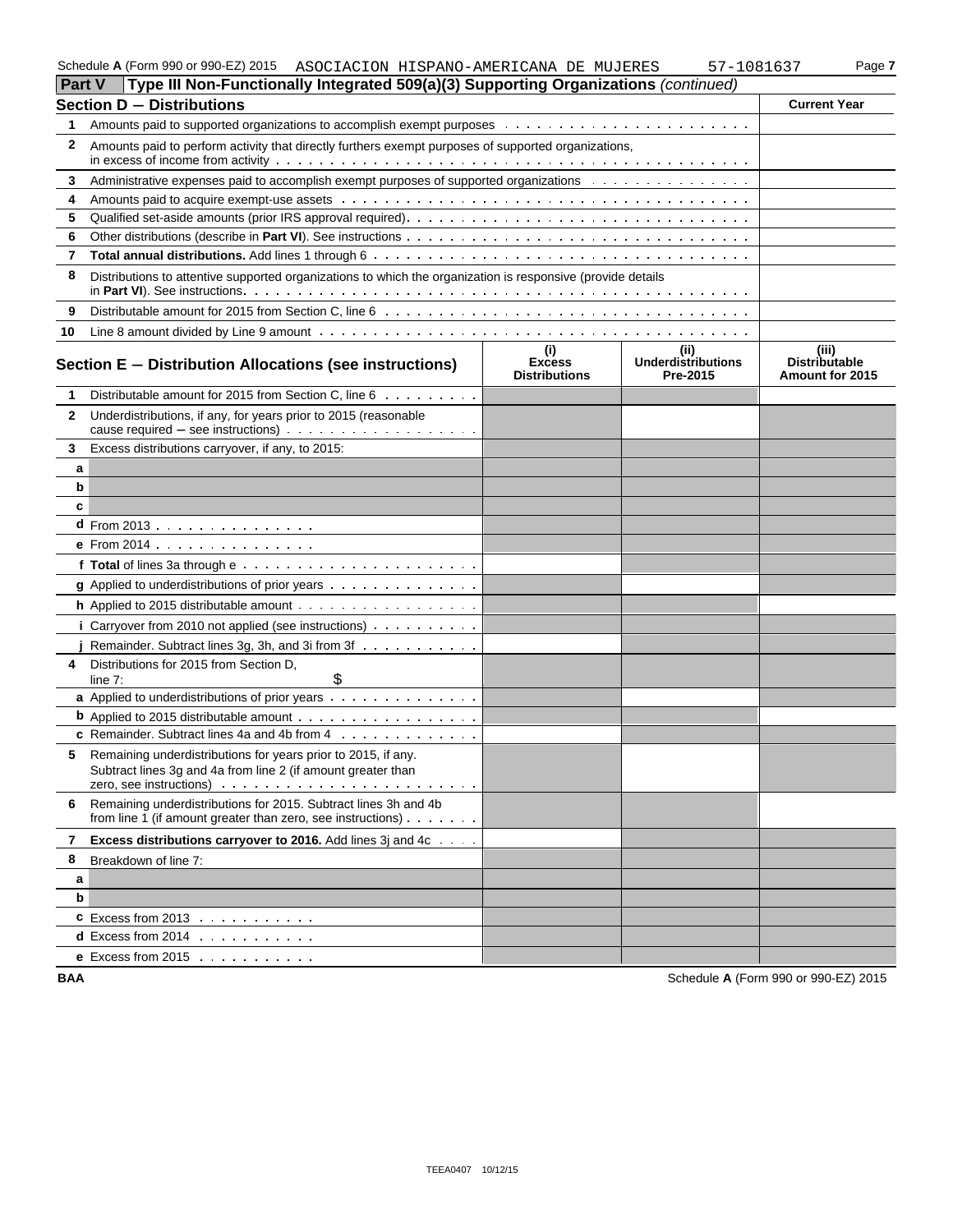Schedule A (Form 990 or 990-EZ) 2015 ASOCIACION HISPANO-AMERICANA DE MUJERES 57-1081637

## Part V Type III Non-Functionally Integrated 509(a)(3) Supporting Organizations *(continued)*

| Section D – Distributions | | Current Year |
|---|---|---|
| 1 | Amounts paid to supported organizations to accomplish exempt purposes | |
| 2 | Amounts paid to perform activity that directly furthers exempt purposes of supported organizations, in excess of income from activity | |
| 3 | Administrative expenses paid to accomplish exempt purposes of supported organizations | |
| 4 | Amounts paid to acquire exempt-use assets | |
| 5 | Qualified set-aside amounts (prior IRS approval required) | |
| 6 | Other distributions (describe in **Part VI**). See instructions | |
| 7 | **Total annual distributions.** Add lines 1 through 6 | |
| 8 | Distributions to attentive supported organizations to which the organization is responsive (provide details in **Part VI**). See instructions | |
| 9 | Distributable amount for 2015 from Section C, line 6 | |
| 10 | Line 8 amount divided by Line 9 amount | |

| Section E – Distribution Allocations (see instructions) | | (i) Excess Distributions | (ii) Underdistributions Pre-2015 | (iii) Distributable Amount for 2015 |
|---|---|---|---|---|
| 1 | Distributable amount for 2015 from Section C, line 6 | | | |
| 2 | Underdistributions, if any, for years prior to 2015 (reasonable cause required – see instructions) | | | |
| 3 | Excess distributions carryover, if any, to 2015: | | | |
| a | | | | |
| b | | | | |
| c | | | | |
| d | From 2013 | | | |
| e | From 2014 | | | |
| f | **Total** of lines 3a through e | | | |
| g | Applied to underdistributions of prior years | | | |
| h | Applied to 2015 distributable amount | | | |
| i | Carryover from 2010 not applied (see instructions) | | | |
| j | Remainder. Subtract lines 3g, 3h, and 3i from 3f | | | |
| 4 | Distributions for 2015 from Section D, line 7: $ | | | |
| a | Applied to underdistributions of prior years | | | |
| b | Applied to 2015 distributable amount | | | |
| c | Remainder. Subtract lines 4a and 4b from 4 | | | |
| 5 | Remaining underdistributions for years prior to 2015, if any. Subtract lines 3g and 4a from line 2 (if amount greater than zero, see instructions) | | | |
| 6 | Remaining underdistributions for 2015. Subtract lines 3h and 4b from line 1 (if amount greater than zero, see instructions) | | | |
| 7 | **Excess distributions carryover to 2016.** Add lines 3j and 4c | | | |
| 8 | Breakdown of line 7: | | | |
| a | | | | |
| b | | | | |
| c | Excess from 2013 | | | |
| d | Excess from 2014 | | | |
| e | Excess from 2015 | | | |

BAA Schedule A (Form 990 or 990-EZ) 2015

TEEA0407 10/12/15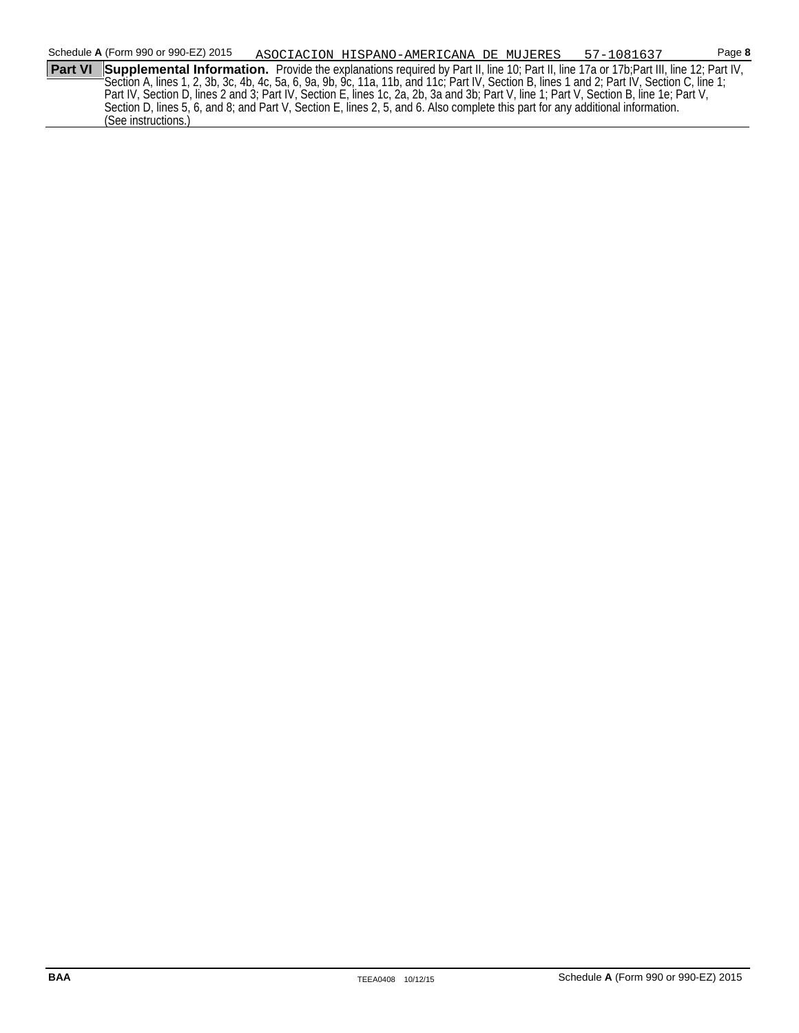Schedule **A** (Form 990 or 990-EZ) 2015 ASOCIACION HISPANO-AMERICANA DE MUJERES 57-1081637 Page **8**

**Part VI** **Supplemental Information.** Provide the explanations required by Part II, line 10; Part II, line 17a or 17b;Part III, line 12; Part IV, Section A, lines 1, 2, 3b, 3c, 4b, 4c, 5a, 6, 9a, 9b, 9c, 11a, 11b, and 11c; Part IV, Section B, lines 1 and 2; Part IV, Section C, line 1; Part IV, Section D, lines 2 and 3; Part IV, Section E, lines 1c, 2a, 2b, 3a and 3b; Part V, line 1; Part V, Section B, line 1e; Part V, Section D, lines 5, 6, and 8; and Part V, Section E, lines 2, 5, and 6. Also complete this part for any additional information. (See instructions.)

BAA TEEA0408 10/12/15 Schedule **A** (Form 990 or 990-EZ) 2015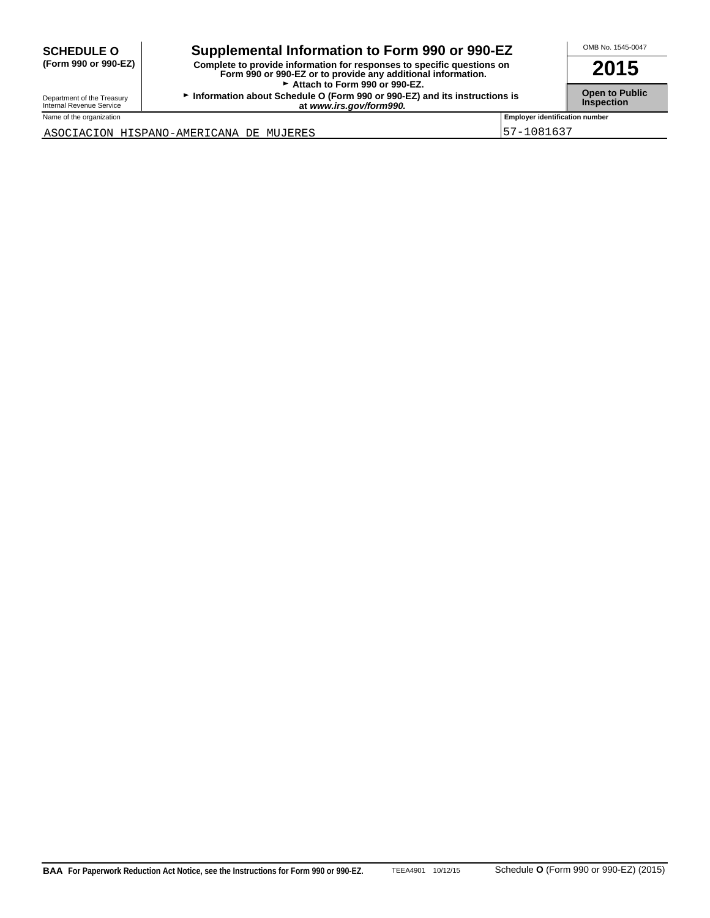**SCHEDULE O**
**(Form 990 or 990-EZ)**

Department of the Treasury
Internal Revenue Service

# Supplemental Information to Form 990 or 990-EZ

**Complete to provide information for responses to specific questions on Form 990 or 990-EZ or to provide any additional information.**
**► Attach to Form 990 or 990-EZ.**
**► Information about Schedule O (Form 990 or 990-EZ) and its instructions is at *www.irs.gov/form990.***

OMB No. 1545-0047

**2015**

**Open to Public Inspection**

| Name of the organization | Employer identification number |
|---|---|
| ASOCIACION HISPANO-AMERICANA DE MUJERES | 57-1081637 |

**BAA For Paperwork Reduction Act Notice, see the Instructions for Form 990 or 990-EZ.** TEEA4901 10/12/15 Schedule **O** (Form 990 or 990-EZ) (2015)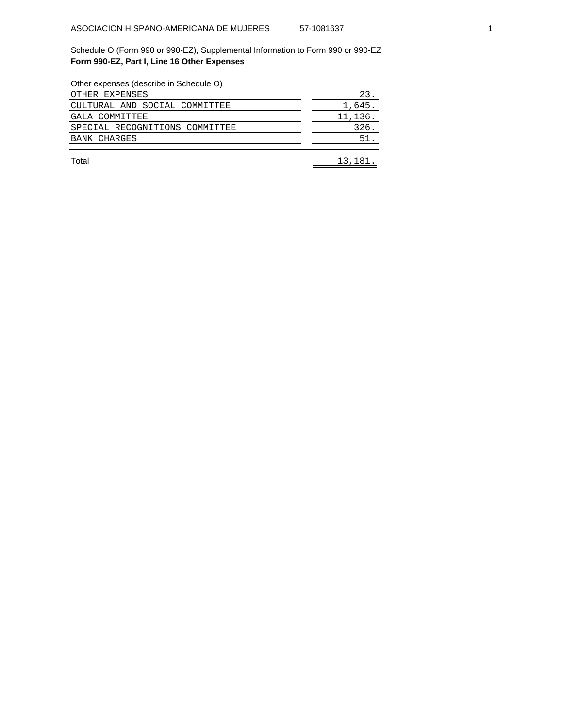Schedule O (Form 990 or 990-EZ), Supplemental Information to Form 990 or 990-EZ

**Form 990-EZ, Part I, Line 16 Other Expenses**

| Other expenses (describe in Schedule O) | |
|---|---|
| OTHER EXPENSES | 23. |
| CULTURAL AND SOCIAL COMMITTEE | 1,645. |
| GALA COMMITTEE | 11,136. |
| SPECIAL RECOGNITIONS COMMITTEE | 326. |
| BANK CHARGES | 51. |
| Total | 13,181. |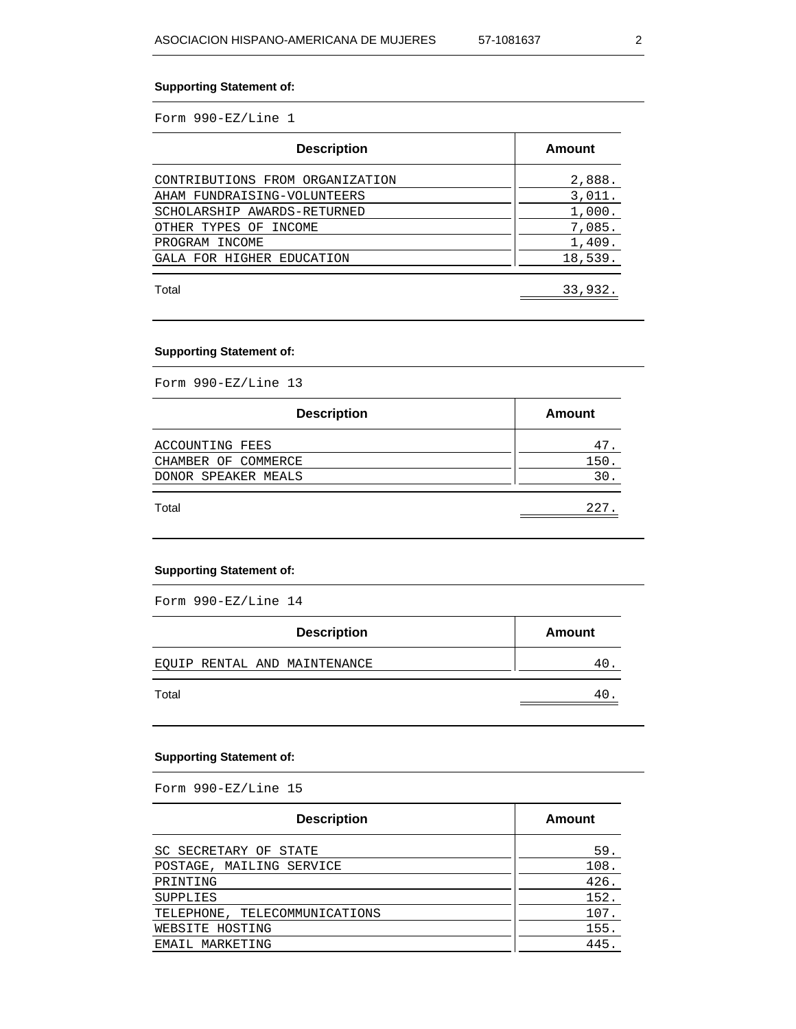**Supporting Statement of:**

Form 990-EZ/Line 1

| Description | Amount |
|---|---|
| CONTRIBUTIONS FROM ORGANIZATION | 2,888. |
| AHAM FUNDRAISING-VOLUNTEERS | 3,011. |
| SCHOLARSHIP AWARDS-RETURNED | 1,000. |
| OTHER TYPES OF INCOME | 7,085. |
| PROGRAM INCOME | 1,409. |
| GALA FOR HIGHER EDUCATION | 18,539. |
| Total | 33,932. |

**Supporting Statement of:**

Form 990-EZ/Line 13

| Description | Amount |
|---|---|
| ACCOUNTING FEES | 47. |
| CHAMBER OF COMMERCE | 150. |
| DONOR SPEAKER MEALS | 30. |
| Total | 227. |

**Supporting Statement of:**

Form 990-EZ/Line 14

| Description | Amount |
|---|---|
| EQUIP RENTAL AND MAINTENANCE | 40. |
| Total | 40. |

**Supporting Statement of:**

Form 990-EZ/Line 15

| Description | Amount |
|---|---|
| SC SECRETARY OF STATE | 59. |
| POSTAGE, MAILING SERVICE | 108. |
| PRINTING | 426. |
| SUPPLIES | 152. |
| TELEPHONE, TELECOMMUNICATIONS | 107. |
| WEBSITE HOSTING | 155. |
| EMAIL MARKETING | 445. |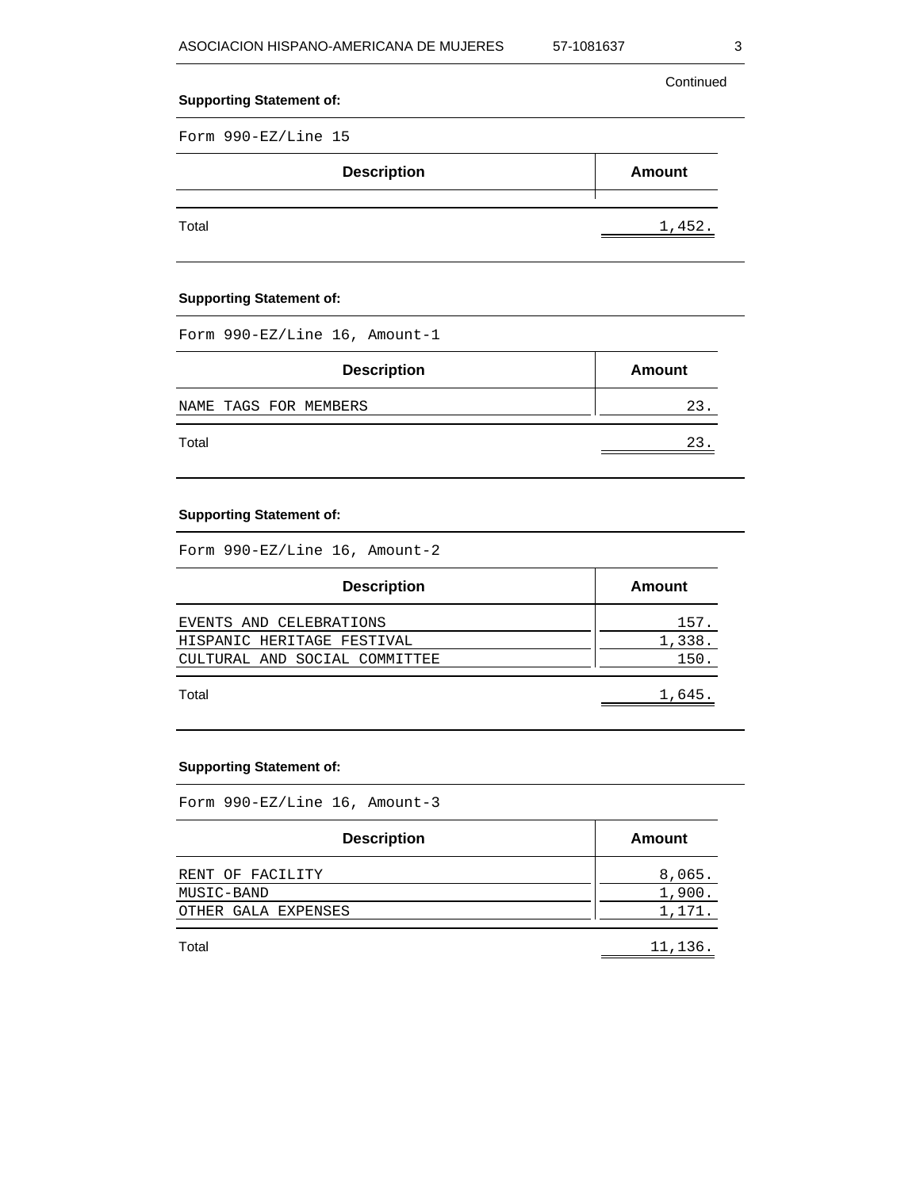Continued

**Supporting Statement of:**

Form 990-EZ/Line 15

| Description | Amount |
|---|---|
| | |
| Total | 1,452. |

**Supporting Statement of:**

Form 990-EZ/Line 16, Amount-1

| Description | Amount |
|---|---|
| NAME TAGS FOR MEMBERS | 23. |
| Total | 23. |

**Supporting Statement of:**

Form 990-EZ/Line 16, Amount-2

| Description | Amount |
|---|---|
| EVENTS AND CELEBRATIONS | 157. |
| HISPANIC HERITAGE FESTIVAL | 1,338. |
| CULTURAL AND SOCIAL COMMITTEE | 150. |
| Total | 1,645. |

**Supporting Statement of:**

Form 990-EZ/Line 16, Amount-3

| Description | Amount |
|---|---|
| RENT OF FACILITY | 8,065. |
| MUSIC-BAND | 1,900. |
| OTHER GALA EXPENSES | 1,171. |
| Total | 11,136. |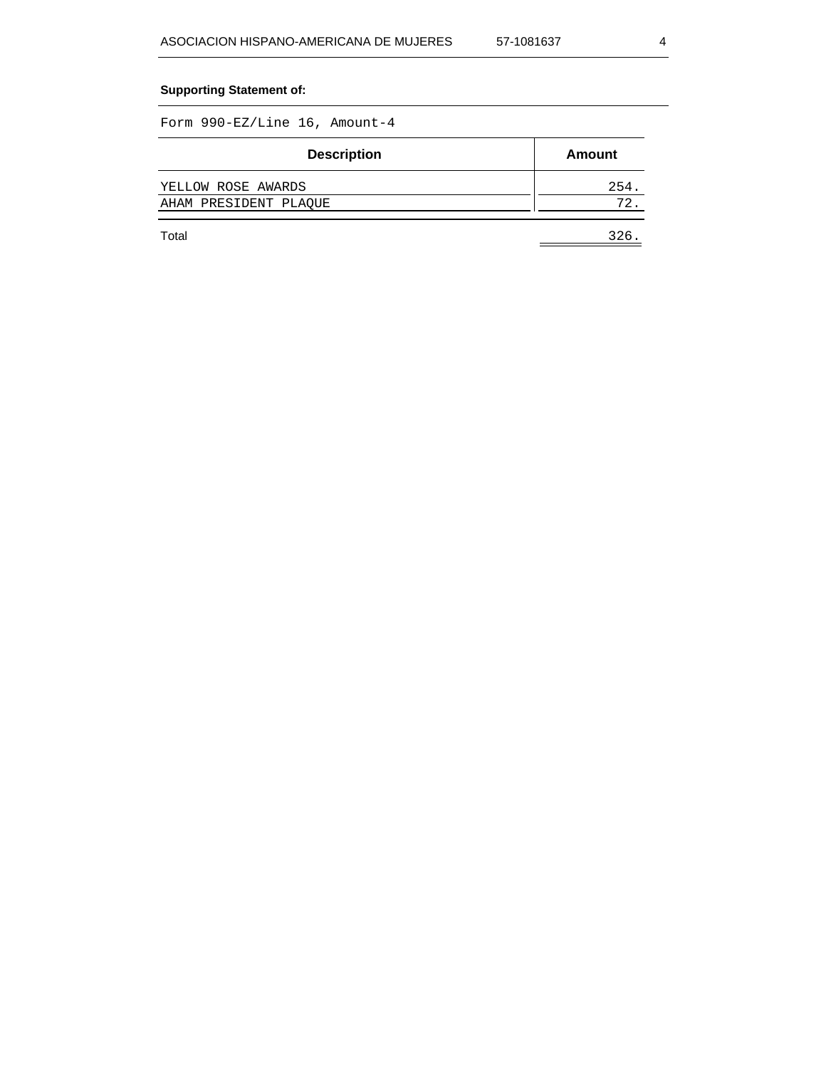**Supporting Statement of:**

Form 990-EZ/Line 16, Amount-4

| Description | Amount |
| --- | --- |
| YELLOW ROSE AWARDS | 254. |
| AHAM PRESIDENT PLAQUE | 72. |
| Total | 326. |